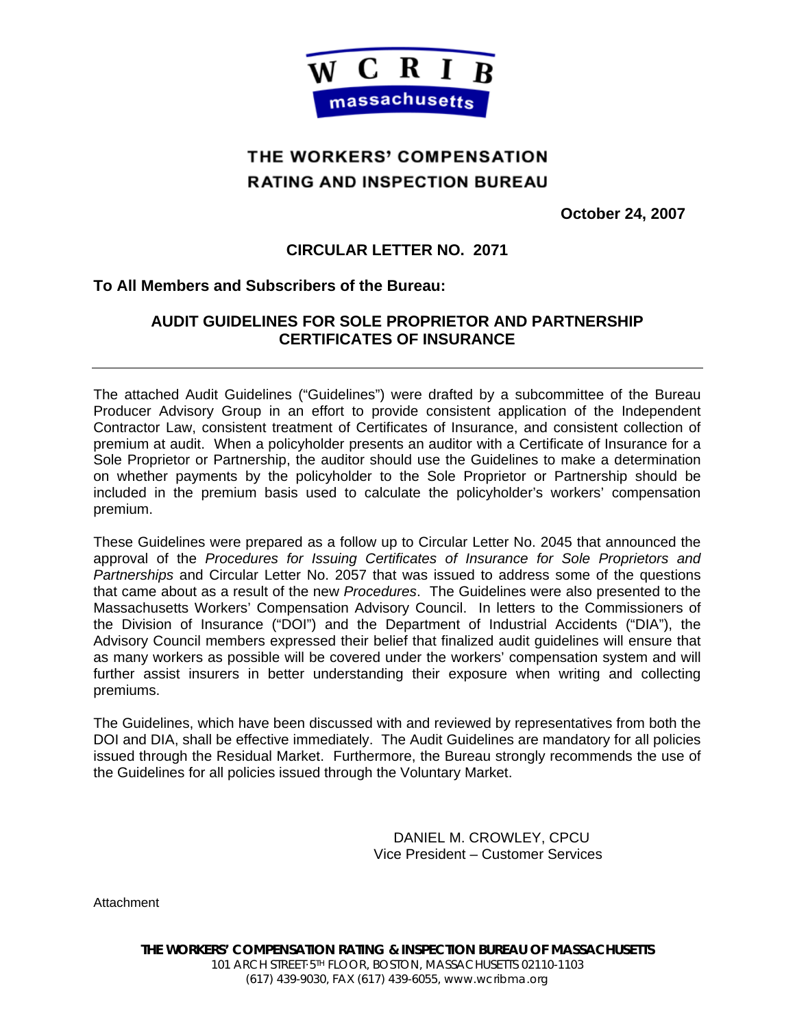WCRIB massachusetts

# THE WORKERS' COMPENSATION RATING AND INSPECTION BUREAU

**October 24, 2007**

## CIRCULAR LETTER NO. 2071

**To All Members and Subscribers of the Bureau:**

## AUDIT GUIDELINES FOR SOLE PROPRIETOR AND PARTNERSHIP CERTIFICATES OF INSURANCE

---

The attached Audit Guidelines ("Guidelines") were drafted by a subcommittee of the Bureau Producer Advisory Group in an effort to provide consistent application of the Independent Contractor Law, consistent treatment of Certificates of Insurance, and consistent collection of premium at audit. When a policyholder presents an auditor with a Certificate of Insurance for a Sole Proprietor or Partnership, the auditor should use the Guidelines to make a determination on whether payments by the policyholder to the Sole Proprietor or Partnership should be included in the premium basis used to calculate the policyholder's workers' compensation premium.

These Guidelines were prepared as a follow up to Circular Letter No. 2045 that announced the approval of the *Procedures for Issuing Certificates of Insurance for Sole Proprietors and Partnerships* and Circular Letter No. 2057 that was issued to address some of the questions that came about as a result of the new *Procedures*. The Guidelines were also presented to the Massachusetts Workers' Compensation Advisory Council. In letters to the Commissioners of the Division of Insurance ("DOI") and the Department of Industrial Accidents ("DIA"), the Advisory Council members expressed their belief that finalized audit guidelines will ensure that as many workers as possible will be covered under the workers' compensation system and will further assist insurers in better understanding their exposure when writing and collecting premiums.

The Guidelines, which have been discussed with and reviewed by representatives from both the DOI and DIA, shall be effective immediately. The Audit Guidelines are mandatory for all policies issued through the Residual Market. Furthermore, the Bureau strongly recommends the use of the Guidelines for all policies issued through the Voluntary Market.

DANIEL M. CROWLEY, CPCU
Vice President – Customer Services

Attachment

**THE WORKERS' COMPENSATION RATING & INSPECTION BUREAU OF MASSACHUSETTS**
101 ARCH STREET· 5TH FLOOR, BOSTON, MASSACHUSETTS 02110-1103
(617) 439-9030, FAX (617) 439-6055, www.wcribma.org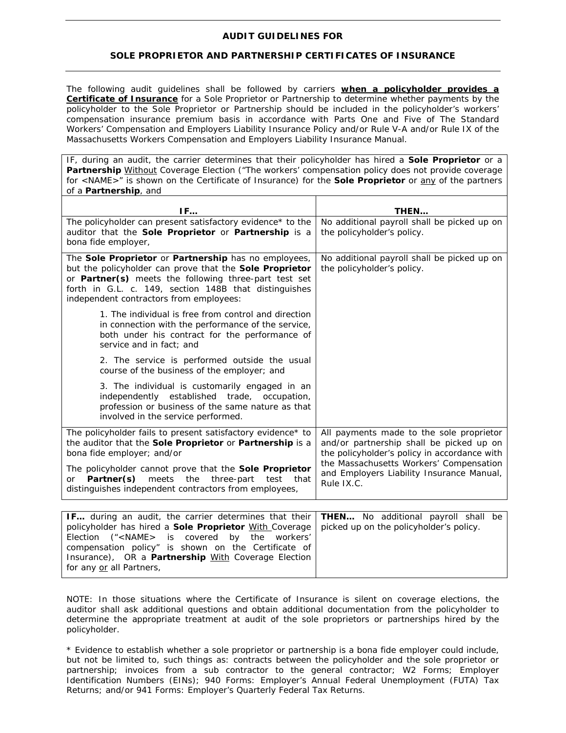# AUDIT GUIDELINES FOR

## SOLE PROPRIETOR AND PARTNERSHIP CERTIFICATES OF INSURANCE

The following audit guidelines shall be followed by carriers **when a policyholder provides a Certificate of Insurance** for a Sole Proprietor or Partnership to determine whether payments by the policyholder to the Sole Proprietor or Partnership should be included in the policyholder's workers' compensation insurance premium basis in accordance with Parts One and Five of The Standard Workers' Compensation and Employers Liability Insurance Policy and/or Rule V-A and/or Rule IX of the Massachusetts Workers Compensation and Employers Liability Insurance Manual.

IF, during an audit, the carrier determines that their policyholder has hired a **Sole Proprietor** or a **Partnership** Without Coverage Election ("The workers' compensation policy does not provide coverage for <NAME>" is shown on the Certificate of Insurance) for the **Sole Proprietor** or any of the partners of a **Partnership**, and

| IF… | THEN… |
|---|---|
| The policyholder can present satisfactory evidence* to the auditor that the **Sole Proprietor** or **Partnership** is a bona fide employer, | No additional payroll shall be picked up on the policyholder's policy. |
| The **Sole Proprietor** or **Partnership** has no employees, but the policyholder can prove that the **Sole Proprietor** or **Partner(s)** meets the following three-part test set forth in G.L. c. 149, section 148B that distinguishes independent contractors from employees:<br><br>1. The individual is free from control and direction in connection with the performance of the service, both under his contract for the performance of service and in fact; and<br><br>2. The service is performed outside the usual course of the business of the employer; and<br><br>3. The individual is customarily engaged in an independently established trade, occupation, profession or business of the same nature as that involved in the service performed. | No additional payroll shall be picked up on the policyholder's policy. |
| The policyholder fails to present satisfactory evidence* to the auditor that the **Sole Proprietor** or **Partnership** is a bona fide employer; and/or<br><br>The policyholder cannot prove that the **Sole Proprietor** or **Partner(s)** meets the three-part test that distinguishes independent contractors from employees, | All payments made to the sole proprietor and/or partnership shall be picked up on the policyholder's policy in accordance with the Massachusetts Workers' Compensation and Employers Liability Insurance Manual, Rule IX.C. |

| | |
|---|---|
| **IF…** during an audit, the carrier determines that their policyholder has hired a **Sole Proprietor** With Coverage Election ("<NAME> is covered by the workers' compensation policy" is shown on the Certificate of Insurance), OR a **Partnership** With Coverage Election for any or all Partners, | **THEN…** No additional payroll shall be picked up on the policyholder's policy. |

NOTE: In those situations where the Certificate of Insurance is silent on coverage elections, the auditor shall ask additional questions and obtain additional documentation from the policyholder to determine the appropriate treatment at audit of the sole proprietors or partnerships hired by the policyholder.

* Evidence to establish whether a sole proprietor or partnership is a bona fide employer could include, but not be limited to, such things as: contracts between the policyholder and the sole proprietor or partnership; invoices from a sub contractor to the general contractor; W2 Forms; Employer Identification Numbers (EINs); 940 Forms: Employer's Annual Federal Unemployment (FUTA) Tax Returns; and/or 941 Forms: Employer's Quarterly Federal Tax Returns.